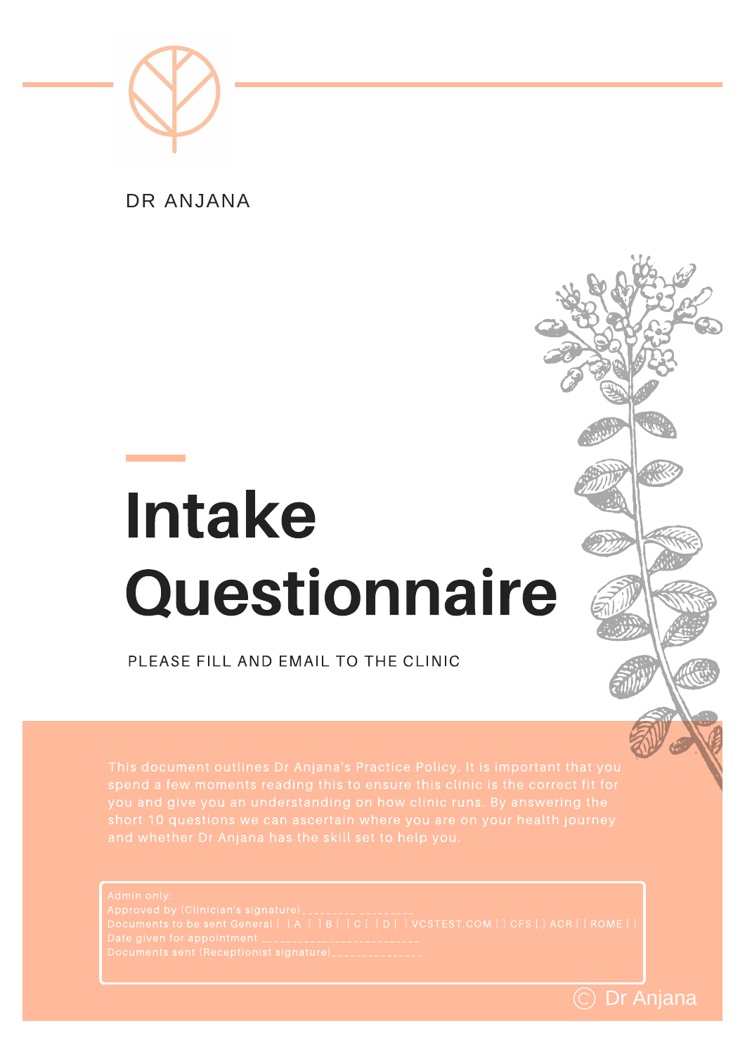DR ANJANA

# Intake Questionnaire

PLEASE FILL AND EMAIL TO THE CLINIC

This document outlines Dr Anjana's Practice Policy. It is important that you spend a few moments reading this to ensure this clinic is the correct fit for you and give you an understanding on how clinic runs. By answering the short 10 questions we can ascertain where you are on your health journey and whether Dr Anjana has the skill set to help you.

Admin only:
Approved by (Clinician's signature)_________ _________
Documents to be sent General [ ] A [ ] B [ ] C [ ] D [ ] VCSTEST.COM [ ] CFS [ ] ACR [ ] ROME [ ]
Date given for appointment ________________________
Documents sent (Receptionist signature)______________

© Dr Anjana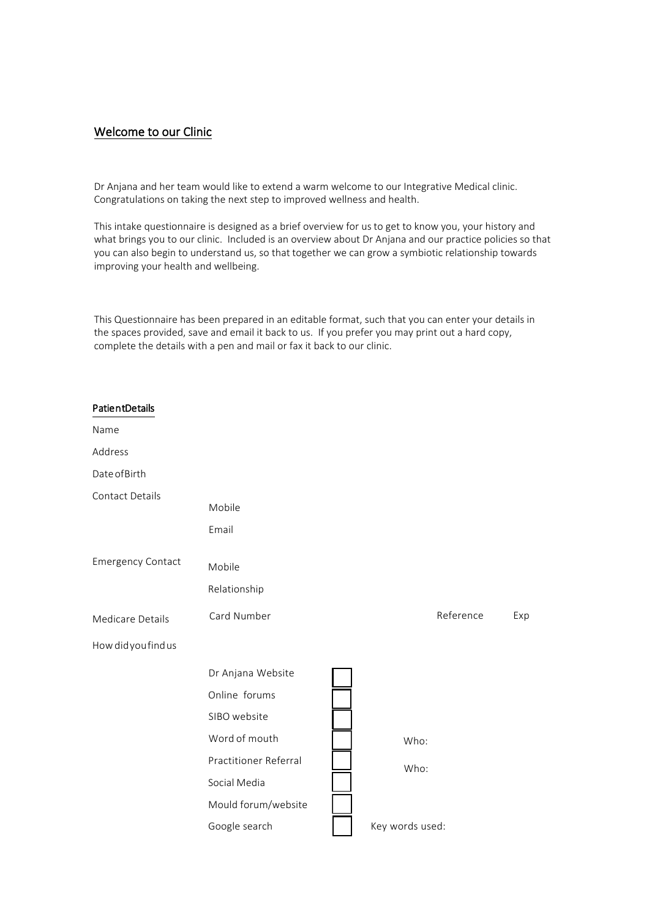## Welcome to our Clinic

Dr Anjana and her team would like to extend a warm welcome to our Integrative Medical clinic. Congratulations on taking the next step to improved wellness and health.

This intake questionnaire is designed as a brief overview for us to get to know you, your history and what brings you to our clinic. Included is an overview about Dr Anjana and our practice policies so that you can also begin to understand us, so that together we can grow a symbiotic relationship towards improving your health and wellbeing.

This Questionnaire has been prepared in an editable format, such that you can enter your details in the spaces provided, save and email it back to us. If you prefer you may print out a hard copy, complete the details with a pen and mail or fax it back to our clinic.

### Patient Details

Name

Address

Date of Birth

Contact Details
- Mobile
- Email

Emergency Contact
- Mobile
- Relationship

Medicare Details — Card Number — Reference — Exp

How did you find us

| Source | ☐ | |
|---|---|---|
| Dr Anjana Website | ☐ | |
| Online forums | ☐ | |
| SIBO website | ☐ | |
| Word of mouth | ☐ | Who: |
| Practitioner Referral | ☐ | Who: |
| Social Media | ☐ | |
| Mould forum/website | ☐ | |
| Google search | ☐ | Key words used: |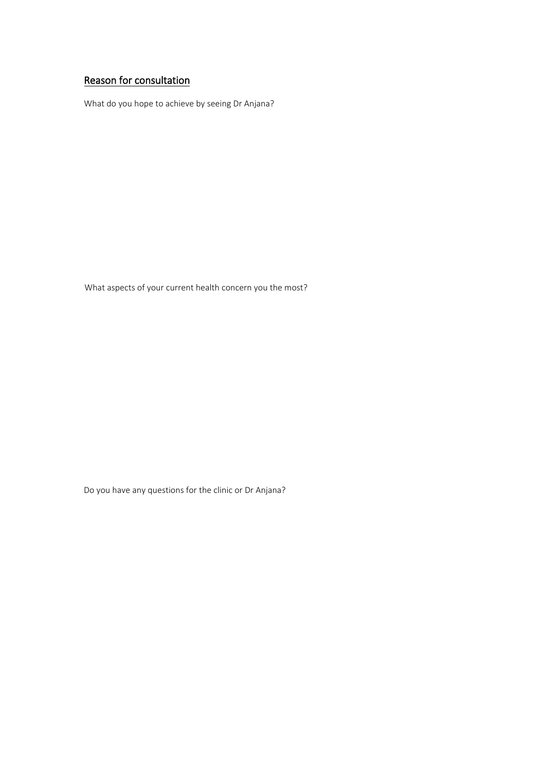## Reason for consultation

What do you hope to achieve by seeing Dr Anjana?

What aspects of your current health concern you the most?

Do you have any questions for the clinic or Dr Anjana?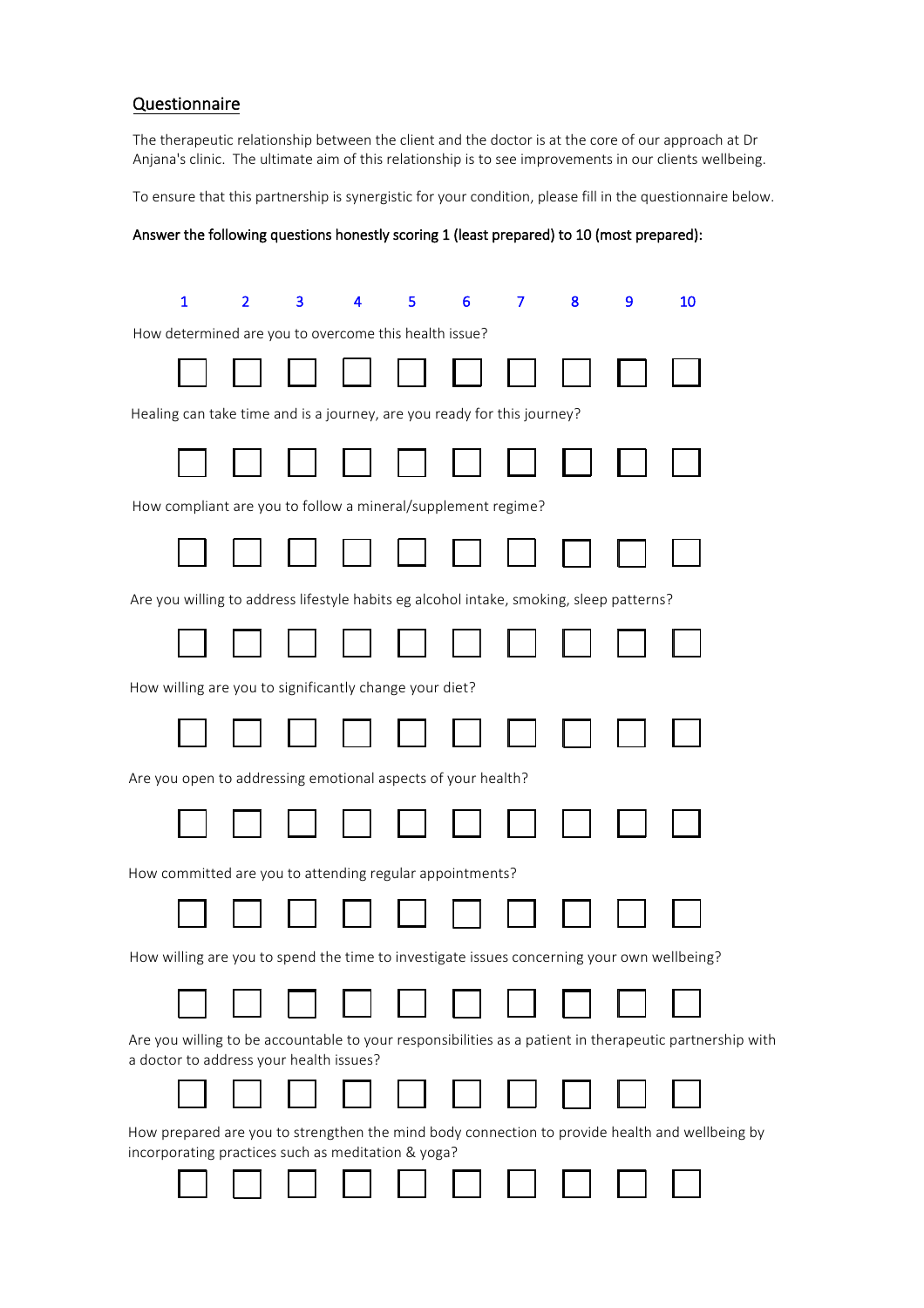## Questionnaire

The therapeutic relationship between the client and the doctor is at the core of our approach at Dr Anjana's clinic. The ultimate aim of this relationship is to see improvements in our clients wellbeing.

To ensure that this partnership is synergistic for your condition, please fill in the questionnaire below.

**Answer the following questions honestly scoring 1 (least prepared) to 10 (most prepared):**

| Question | 1 | 2 | 3 | 4 | 5 | 6 | 7 | 8 | 9 | 10 |
|---|---|---|---|---|---|---|---|---|---|---|
| How determined are you to overcome this health issue? | ☐ | ☐ | ☐ | ☐ | ☐ | ☐ | ☐ | ☐ | ☐ | ☐ |
| Healing can take time and is a journey, are you ready for this journey? | ☐ | ☐ | ☐ | ☐ | ☐ | ☐ | ☐ | ☐ | ☐ | ☐ |
| How compliant are you to follow a mineral/supplement regime? | ☐ | ☐ | ☐ | ☐ | ☐ | ☐ | ☐ | ☐ | ☐ | ☐ |
| Are you willing to address lifestyle habits eg alcohol intake, smoking, sleep patterns? | ☐ | ☐ | ☐ | ☐ | ☐ | ☐ | ☐ | ☐ | ☐ | ☐ |
| How willing are you to significantly change your diet? | ☐ | ☐ | ☐ | ☐ | ☐ | ☐ | ☐ | ☐ | ☐ | ☐ |
| Are you open to addressing emotional aspects of your health? | ☐ | ☐ | ☐ | ☐ | ☐ | ☐ | ☐ | ☐ | ☐ | ☐ |
| How committed are you to attending regular appointments? | ☐ | ☐ | ☐ | ☐ | ☐ | ☐ | ☐ | ☐ | ☐ | ☐ |
| How willing are you to spend the time to investigate issues concerning your own wellbeing? | ☐ | ☐ | ☐ | ☐ | ☐ | ☐ | ☐ | ☐ | ☐ | ☐ |
| Are you willing to be accountable to your responsibilities as a patient in therapeutic partnership with a doctor to address your health issues? | ☐ | ☐ | ☐ | ☐ | ☐ | ☐ | ☐ | ☐ | ☐ | ☐ |
| How prepared are you to strengthen the mind body connection to provide health and wellbeing by incorporating practices such as meditation & yoga? | ☐ | ☐ | ☐ | ☐ | ☐ | ☐ | ☐ | ☐ | ☐ | ☐ |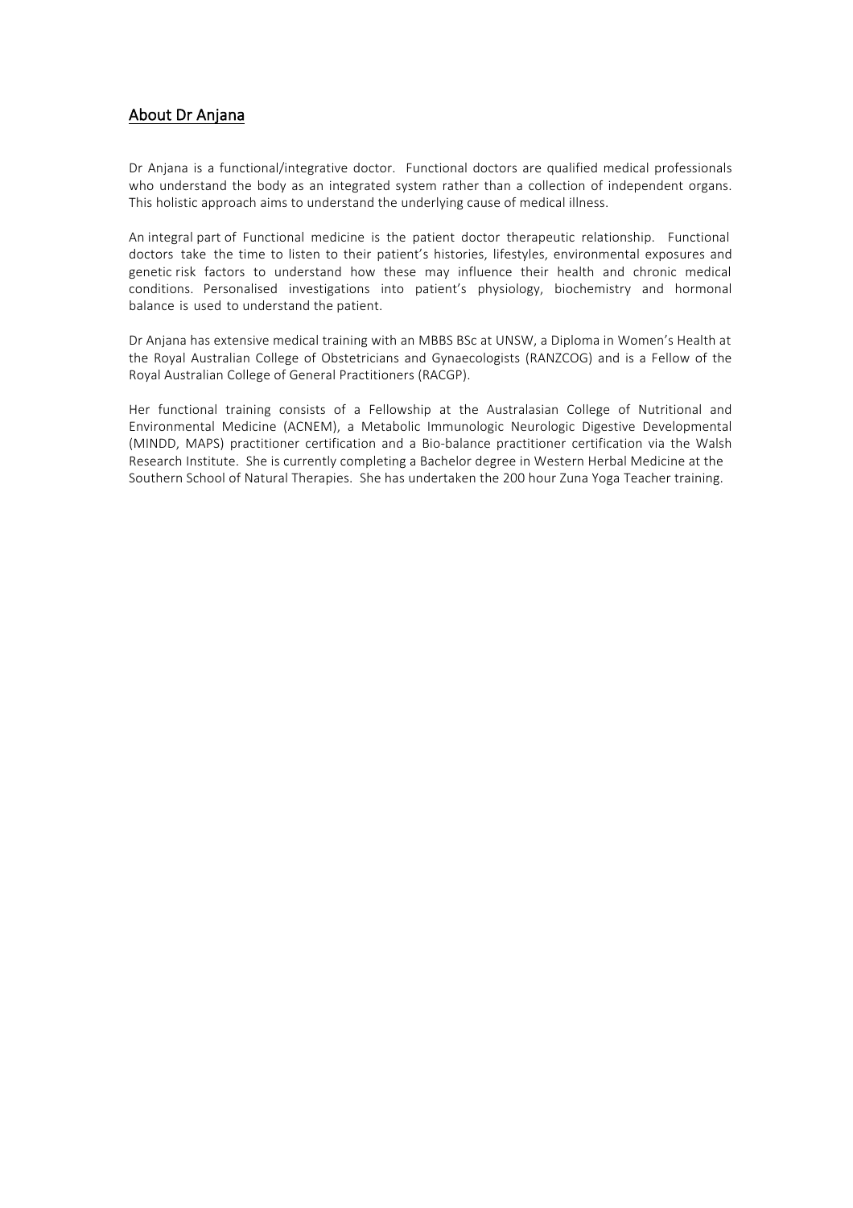## About Dr Anjana

Dr Anjana is a functional/integrative doctor. Functional doctors are qualified medical professionals who understand the body as an integrated system rather than a collection of independent organs. This holistic approach aims to understand the underlying cause of medical illness.

An integral part of Functional medicine is the patient doctor therapeutic relationship. Functional doctors take the time to listen to their patient's histories, lifestyles, environmental exposures and genetic risk factors to understand how these may influence their health and chronic medical conditions. Personalised investigations into patient's physiology, biochemistry and hormonal balance is used to understand the patient.

Dr Anjana has extensive medical training with an MBBS BSc at UNSW, a Diploma in Women's Health at the Royal Australian College of Obstetricians and Gynaecologists (RANZCOG) and is a Fellow of the Royal Australian College of General Practitioners (RACGP).

Her functional training consists of a Fellowship at the Australasian College of Nutritional and Environmental Medicine (ACNEM), a Metabolic Immunologic Neurologic Digestive Developmental (MINDD, MAPS) practitioner certification and a Bio-balance practitioner certification via the Walsh Research Institute. She is currently completing a Bachelor degree in Western Herbal Medicine at the Southern School of Natural Therapies. She has undertaken the 200 hour Zuna Yoga Teacher training.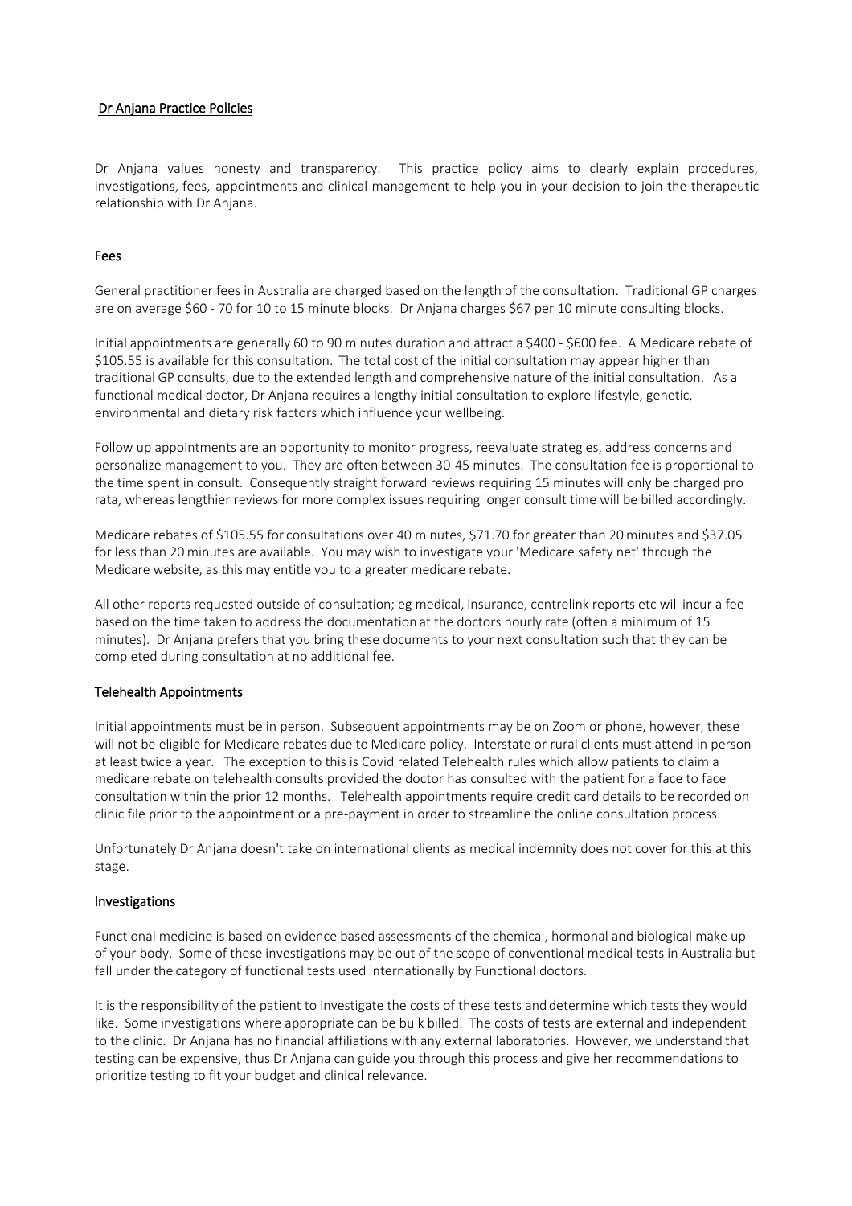# Dr Anjana Practice Policies

Dr Anjana values honesty and transparency. This practice policy aims to clearly explain procedures, investigations, fees, appointments and clinical management to help you in your decision to join the therapeutic relationship with Dr Anjana.

## Fees

General practitioner fees in Australia are charged based on the length of the consultation. Traditional GP charges are on average $60 - 70 for 10 to 15 minute blocks. Dr Anjana charges $67 per 10 minute consulting blocks.

Initial appointments are generally 60 to 90 minutes duration and attract a $400 - $600 fee. A Medicare rebate of $105.55 is available for this consultation. The total cost of the initial consultation may appear higher than traditional GP consults, due to the extended length and comprehensive nature of the initial consultation. As a functional medical doctor, Dr Anjana requires a lengthy initial consultation to explore lifestyle, genetic, environmental and dietary risk factors which influence your wellbeing.

Follow up appointments are an opportunity to monitor progress, reevaluate strategies, address concerns and personalize management to you. They are often between 30-45 minutes. The consultation fee is proportional to the time spent in consult. Consequently straight forward reviews requiring 15 minutes will only be charged pro rata, whereas lengthier reviews for more complex issues requiring longer consult time will be billed accordingly.

Medicare rebates of $105.55 for consultations over 40 minutes, $71.70 for greater than 20 minutes and $37.05 for less than 20 minutes are available. You may wish to investigate your 'Medicare safety net' through the Medicare website, as this may entitle you to a greater medicare rebate.

All other reports requested outside of consultation; eg medical, insurance, centrelink reports etc will incur a fee based on the time taken to address the documentation at the doctors hourly rate (often a minimum of 15 minutes). Dr Anjana prefers that you bring these documents to your next consultation such that they can be completed during consultation at no additional fee.

## Telehealth Appointments

Initial appointments must be in person. Subsequent appointments may be on Zoom or phone, however, these will not be eligible for Medicare rebates due to Medicare policy. Interstate or rural clients must attend in person at least twice a year. The exception to this is Covid related Telehealth rules which allow patients to claim a medicare rebate on telehealth consults provided the doctor has consulted with the patient for a face to face consultation within the prior 12 months. Telehealth appointments require credit card details to be recorded on clinic file prior to the appointment or a pre-payment in order to streamline the online consultation process.

Unfortunately Dr Anjana doesn't take on international clients as medical indemnity does not cover for this at this stage.

## Investigations

Functional medicine is based on evidence based assessments of the chemical, hormonal and biological make up of your body. Some of these investigations may be out of the scope of conventional medical tests in Australia but fall under the category of functional tests used internationally by Functional doctors.

It is the responsibility of the patient to investigate the costs of these tests and determine which tests they would like. Some investigations where appropriate can be bulk billed. The costs of tests are external and independent to the clinic. Dr Anjana has no financial affiliations with any external laboratories. However, we understand that testing can be expensive, thus Dr Anjana can guide you through this process and give her recommendations to prioritize testing to fit your budget and clinical relevance.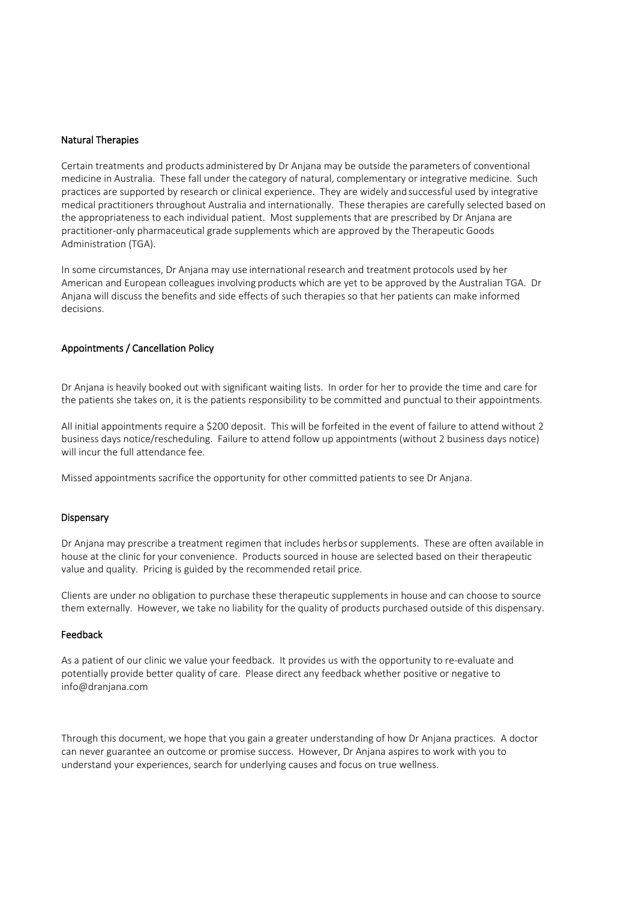## Natural Therapies

Certain treatments and products administered by Dr Anjana may be outside the parameters of conventional medicine in Australia. These fall under the category of natural, complementary or integrative medicine. Such practices are supported by research or clinical experience. They are widely and successful used by integrative medical practitioners throughout Australia and internationally. These therapies are carefully selected based on the appropriateness to each individual patient. Most supplements that are prescribed by Dr Anjana are practitioner-only pharmaceutical grade supplements which are approved by the Therapeutic Goods Administration (TGA).

In some circumstances, Dr Anjana may use international research and treatment protocols used by her American and European colleagues involving products which are yet to be approved by the Australian TGA. Dr Anjana will discuss the benefits and side effects of such therapies so that her patients can make informed decisions.

## Appointments / Cancellation Policy

Dr Anjana is heavily booked out with significant waiting lists. In order for her to provide the time and care for the patients she takes on, it is the patients responsibility to be committed and punctual to their appointments.

All initial appointments require a $200 deposit. This will be forfeited in the event of failure to attend without 2 business days notice/rescheduling. Failure to attend follow up appointments (without 2 business days notice) will incur the full attendance fee.

Missed appointments sacrifice the opportunity for other committed patients to see Dr Anjana.

## Dispensary

Dr Anjana may prescribe a treatment regimen that includes herbs or supplements. These are often available in house at the clinic for your convenience. Products sourced in house are selected based on their therapeutic value and quality. Pricing is guided by the recommended retail price.

Clients are under no obligation to purchase these therapeutic supplements in house and can choose to source them externally. However, we take no liability for the quality of products purchased outside of this dispensary.

## Feedback

As a patient of our clinic we value your feedback. It provides us with the opportunity to re-evaluate and potentially provide better quality of care. Please direct any feedback whether positive or negative to info@dranjana.com

Through this document, we hope that you gain a greater understanding of how Dr Anjana practices. A doctor can never guarantee an outcome or promise success. However, Dr Anjana aspires to work with you to understand your experiences, search for underlying causes and focus on true wellness.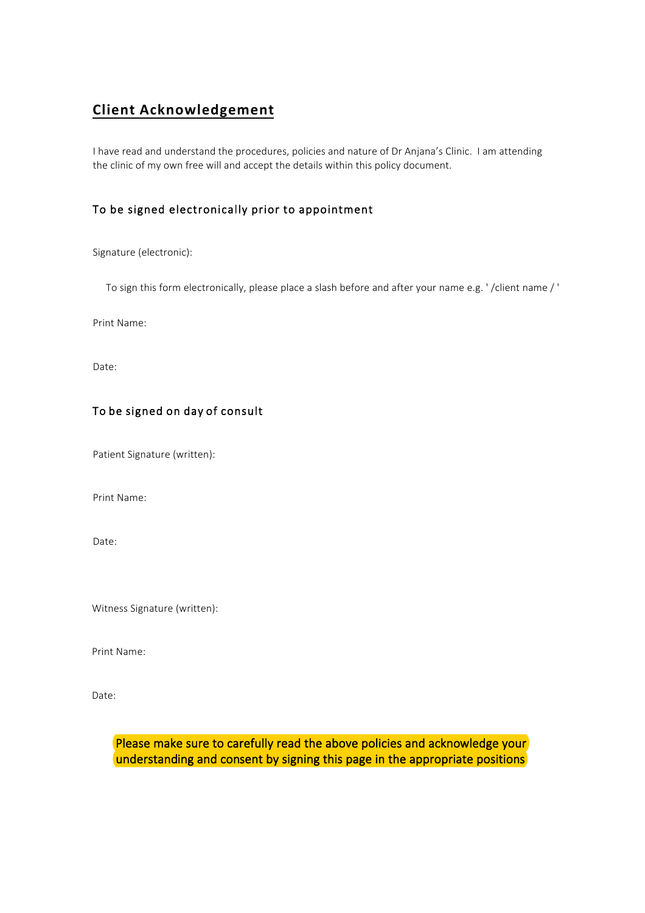## Client Acknowledgement

I have read and understand the procedures, policies and nature of Dr Anjana's Clinic. I am attending the clinic of my own free will and accept the details within this policy document.

### To be signed electronically prior to appointment

Signature (electronic):

To sign this form electronically, please place a slash before and after your name e.g. ' /client name / '

Print Name:

Date:

### To be signed on day of consult

Patient Signature (written):

Print Name:

Date:

Witness Signature (written):

Print Name:

Date:

**Please make sure to carefully read the above policies and acknowledge your understanding and consent by signing this page in the appropriate positions**